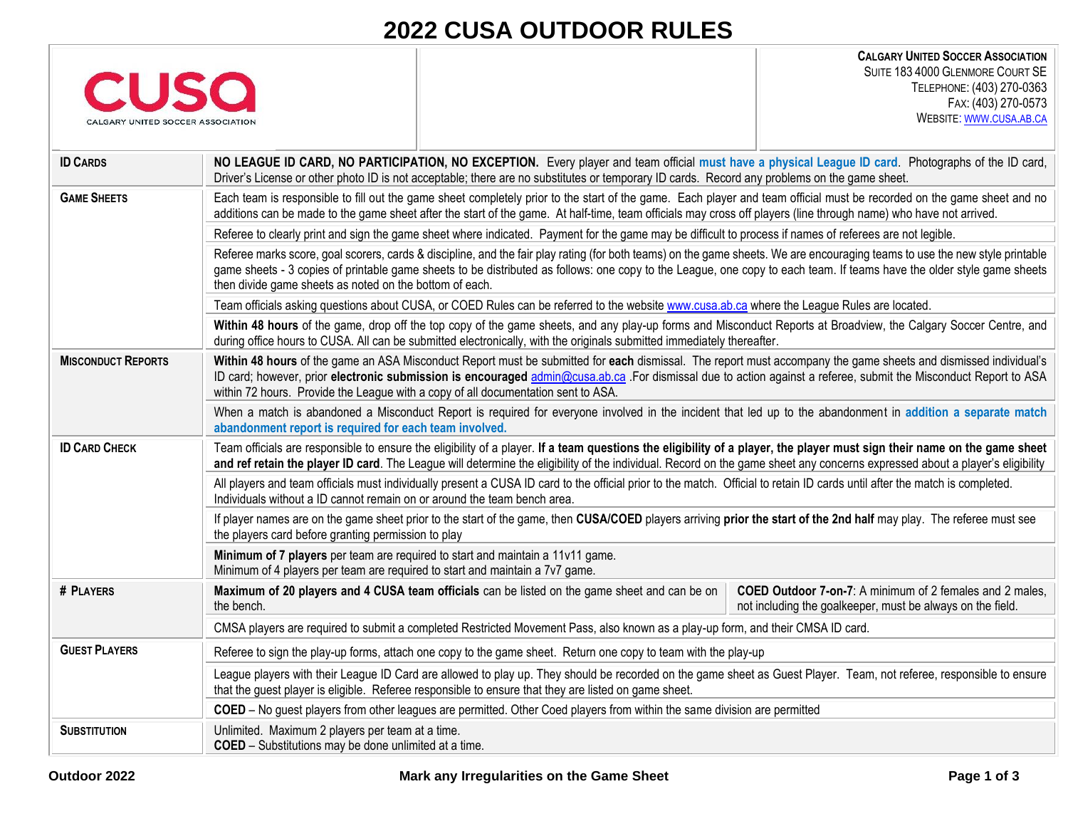# 2022 CUSA OUTDOOR RULES

CUSA
CALGARY UNITED SOCCER ASSOCIATION

**CALGARY UNITED SOCCER ASSOCIATION**
SUITE 183 4000 GLENMORE COURT SE
TELEPHONE: (403) 270-0363
FAX: (403) 270-0573
WEBSITE: WWW.CUSA.AB.CA

| | |
|---|---|
| **ID CARDS** | **NO LEAGUE ID CARD, NO PARTICIPATION, NO EXCEPTION.** Every player and team official **must have a physical League ID card**. Photographs of the ID card, Driver's License or other photo ID is not acceptable; there are no substitutes or temporary ID cards. Record any problems on the game sheet. |
| **GAME SHEETS** | Each team is responsible to fill out the game sheet completely prior to the start of the game. Each player and team official must be recorded on the game sheet and no additions can be made to the game sheet after the start of the game. At half-time, team officials may cross off players (line through name) who have not arrived. |
| | Referee to clearly print and sign the game sheet where indicated. Payment for the game may be difficult to process if names of referees are not legible. |
| | Referee marks score, goal scorers, cards & discipline, and the fair play rating (for both teams) on the game sheets. We are encouraging teams to use the new style printable game sheets - 3 copies of printable game sheets to be distributed as follows: one copy to the League, one copy to each team. If teams have the older style game sheets then divide game sheets as noted on the bottom of each. |
| | Team officials asking questions about CUSA, or COED Rules can be referred to the website www.cusa.ab.ca where the League Rules are located. |
| | **Within 48 hours** of the game, drop off the top copy of the game sheets, and any play-up forms and Misconduct Reports at Broadview, the Calgary Soccer Centre, and during office hours to CUSA. All can be submitted electronically, with the originals submitted immediately thereafter. |
| **MISCONDUCT REPORTS** | **Within 48 hours** of the game an ASA Misconduct Report must be submitted for **each** dismissal. The report must accompany the game sheets and dismissed individual's ID card; however, prior **electronic submission is encouraged** admin@cusa.ab.ca .For dismissal due to action against a referee, submit the Misconduct Report to ASA within 72 hours. Provide the League with a copy of all documentation sent to ASA. |
| | When a match is abandoned a Misconduct Report is required for everyone involved in the incident that led up to the abandonment in **addition a separate match abandonment report is required for each team involved.** |
| **ID CARD CHECK** | Team officials are responsible to ensure the eligibility of a player. **If a team questions the eligibility of a player, the player must sign their name on the game sheet and ref retain the player ID card**. The League will determine the eligibility of the individual. Record on the game sheet any concerns expressed about a player's eligibility |
| | All players and team officials must individually present a CUSA ID card to the official prior to the match. Official to retain ID cards until after the match is completed. Individuals without a ID cannot remain on or around the team bench area. |
| | If player names are on the game sheet prior to the start of the game, then **CUSA/COED** players arriving **prior the start of the 2nd half** may play. The referee must see the players card before granting permission to play |
| | **Minimum of 7 players** per team are required to start and maintain a 11v11 game.<br>Minimum of 4 players per team are required to start and maintain a 7v7 game. |
| **# PLAYERS** | **Maximum of 20 players and 4 CUSA team officials** can be listed on the game sheet and can be on the bench.<br>**COED Outdoor 7-on-7**: A minimum of 2 females and 2 males, not including the goalkeeper, must be always on the field. |
| | CMSA players are required to submit a completed Restricted Movement Pass, also known as a play-up form, and their CMSA ID card. |
| **GUEST PLAYERS** | Referee to sign the play-up forms, attach one copy to the game sheet. Return one copy to team with the play-up |
| | League players with their League ID Card are allowed to play up. They should be recorded on the game sheet as Guest Player. Team, not referee, responsible to ensure that the guest player is eligible. Referee responsible to ensure that they are listed on game sheet. |
| | **COED** – No guest players from other leagues are permitted. Other Coed players from within the same division are permitted |
| **SUBSTITUTION** | Unlimited. Maximum 2 players per team at a time.<br>**COED** – Substitutions may be done unlimited at a time. |

**Mark any Irregularities on the Game Sheet**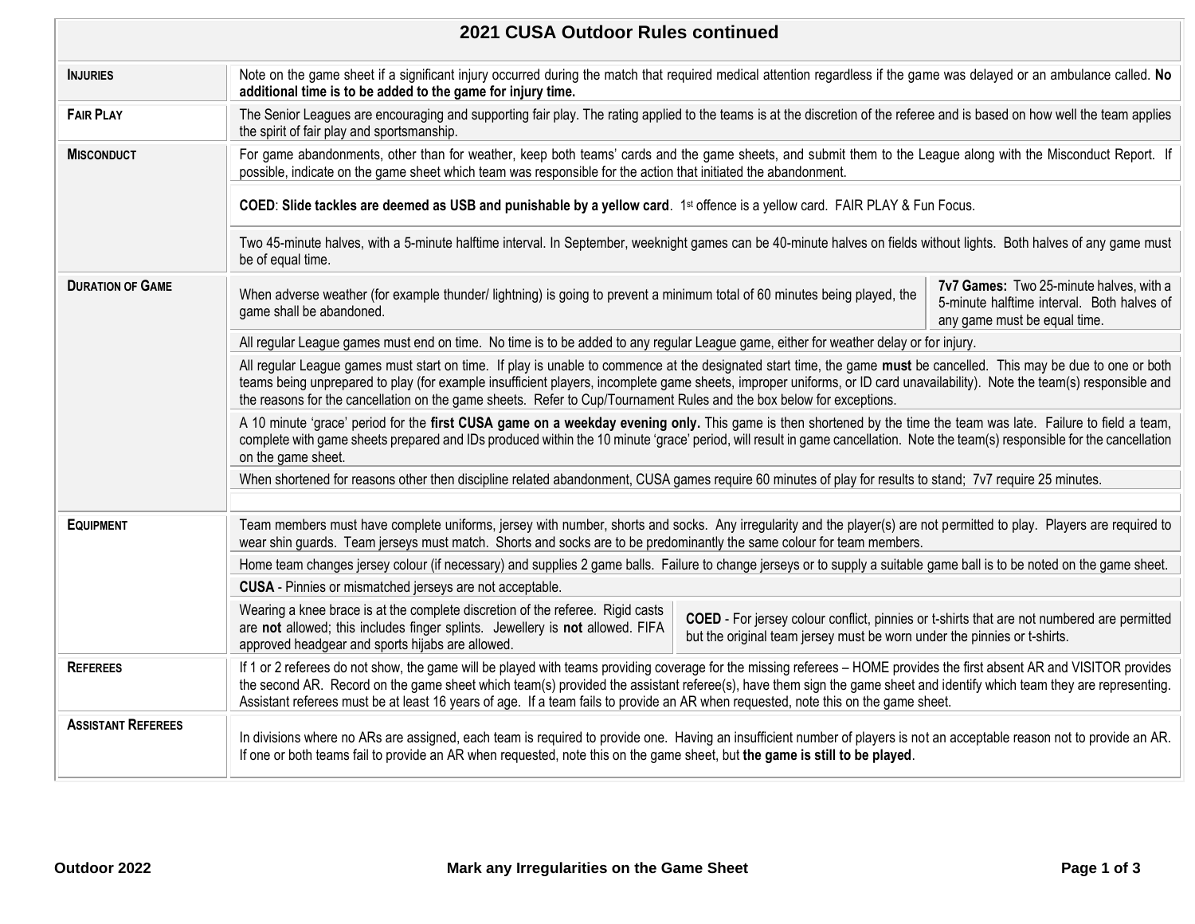# 2021 CUSA Outdoor Rules continued

| | |
|---|---|
| **INJURIES** | Note on the game sheet if a significant injury occurred during the match that required medical attention regardless if the game was delayed or an ambulance called. **No additional time is to be added to the game for injury time.** |
| **FAIR PLAY** | The Senior Leagues are encouraging and supporting fair play. The rating applied to the teams is at the discretion of the referee and is based on how well the team applies the spirit of fair play and sportsmanship. |
| **MISCONDUCT** | For game abandonments, other than for weather, keep both teams' cards and the game sheets, and submit them to the League along with the Misconduct Report. If possible, indicate on the game sheet which team was responsible for the action that initiated the abandonment. |
| | **COED**: **Slide tackles are deemed as USB and punishable by a yellow card**. 1st offence is a yellow card. FAIR PLAY & Fun Focus. |
| **DURATION OF GAME** | Two 45-minute halves, with a 5-minute halftime interval. In September, weeknight games can be 40-minute halves on fields without lights. Both halves of any game must be of equal time. |
| | When adverse weather (for example thunder/ lightning) is going to prevent a minimum total of 60 minutes being played, the game shall be abandoned. **7v7 Games:** Two 25-minute halves, with a 5-minute halftime interval. Both halves of any game must be equal time. |
| | All regular League games must end on time. No time is to be added to any regular League game, either for weather delay or for injury. |
| | All regular League games must start on time. If play is unable to commence at the designated start time, the game **must** be cancelled. This may be due to one or both teams being unprepared to play (for example insufficient players, incomplete game sheets, improper uniforms, or ID card unavailability). Note the team(s) responsible and the reasons for the cancellation on the game sheets. Refer to Cup/Tournament Rules and the box below for exceptions. |
| | A 10 minute 'grace' period for the **first CUSA game on a weekday evening only.** This game is then shortened by the time the team was late. Failure to field a team, complete with game sheets prepared and IDs produced within the 10 minute 'grace' period, will result in game cancellation. Note the team(s) responsible for the cancellation on the game sheet. |
| | When shortened for reasons other then discipline related abandonment, CUSA games require 60 minutes of play for results to stand; 7v7 require 25 minutes. |
| **EQUIPMENT** | Team members must have complete uniforms, jersey with number, shorts and socks. Any irregularity and the player(s) are not permitted to play. Players are required to wear shin guards. Team jerseys must match. Shorts and socks are to be predominantly the same colour for team members. |
| | Home team changes jersey colour (if necessary) and supplies 2 game balls. Failure to change jerseys or to supply a suitable game ball is to be noted on the game sheet. |
| | **CUSA** - Pinnies or mismatched jerseys are not acceptable. |
| | Wearing a knee brace is at the complete discretion of the referee. Rigid casts are **not** allowed; this includes finger splints. Jewellery is **not** allowed. FIFA approved headgear and sports hijabs are allowed. **COED** - For jersey colour conflict, pinnies or t-shirts that are not numbered are permitted but the original team jersey must be worn under the pinnies or t-shirts. |
| **REFEREES** | If 1 or 2 referees do not show, the game will be played with teams providing coverage for the missing referees – HOME provides the first absent AR and VISITOR provides the second AR. Record on the game sheet which team(s) provided the assistant referee(s), have them sign the game sheet and identify which team they are representing. Assistant referees must be at least 16 years of age. If a team fails to provide an AR when requested, note this on the game sheet. |
| **ASSISTANT REFEREES** | In divisions where no ARs are assigned, each team is required to provide one. Having an insufficient number of players is not an acceptable reason not to provide an AR. If one or both teams fail to provide an AR when requested, note this on the game sheet, but **the game is still to be played**. |

**Mark any Irregularities on the Game Sheet**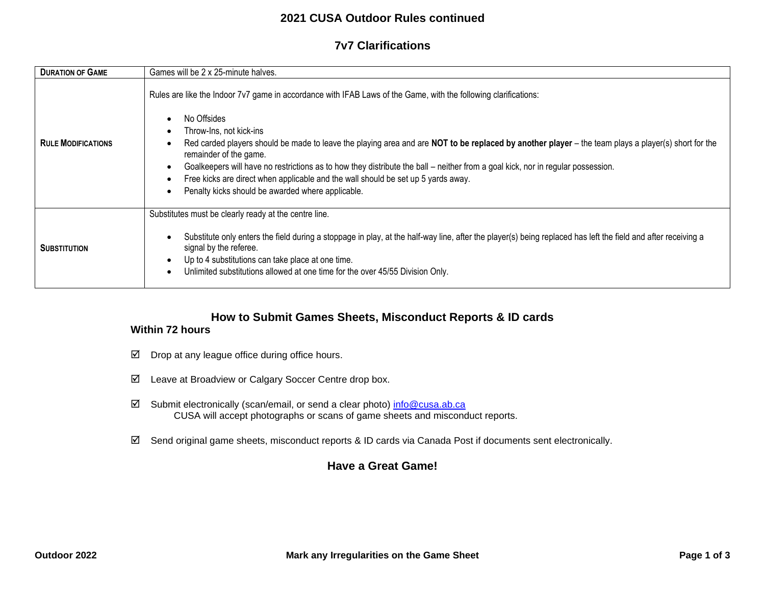# 2021 CUSA Outdoor Rules continued

## 7v7 Clarifications

| | |
|---|---|
| **DURATION OF GAME** | Games will be 2 x 25-minute halves. |
| **RULE MODIFICATIONS** | Rules are like the Indoor 7v7 game in accordance with IFAB Laws of the Game, with the following clarifications: <br>• No Offsides <br>• Throw-Ins, not kick-ins <br>• Red carded players should be made to leave the playing area and are **NOT to be replaced by another player** – the team plays a player(s) short for the remainder of the game. <br>• Goalkeepers will have no restrictions as to how they distribute the ball – neither from a goal kick, nor in regular possession. <br>• Free kicks are direct when applicable and the wall should be set up 5 yards away. <br>• Penalty kicks should be awarded where applicable. |
| **SUBSTITUTION** | Substitutes must be clearly ready at the centre line. <br>• Substitute only enters the field during a stoppage in play, at the half-way line, after the player(s) being replaced has left the field and after receiving a signal by the referee. <br>• Up to 4 substitutions can take place at one time. <br>• Unlimited substitutions allowed at one time for the over 45/55 Division Only. |

## How to Submit Games Sheets, Misconduct Reports & ID cards

**Within 72 hours**

☑ Drop at any league office during office hours.

☑ Leave at Broadview or Calgary Soccer Centre drop box.

☑ Submit electronically (scan/email, or send a clear photo) info@cusa.ab.ca
CUSA will accept photographs or scans of game sheets and misconduct reports.

☑ Send original game sheets, misconduct reports & ID cards via Canada Post if documents sent electronically.

## Have a Great Game!

**Mark any Irregularities on the Game Sheet**